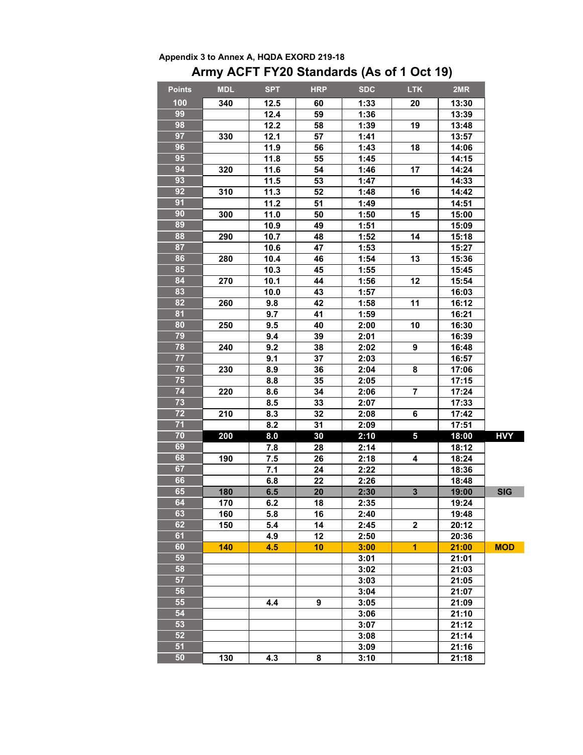Appendix 3 to Annex A, HQDA EXORD 219-18

# Army ACFT FY20 Standards (As of 1 Oct 19)

| Points | MDL | SPT | HRP | SDC | LTK | 2MR | |
|---|---|---|---|---|---|---|---|
| 100 | 340 | 12.5 | 60 | 1:33 | 20 | 13:30 | |
| 99 | | 12.4 | 59 | 1:36 | | 13:39 | |
| 98 | | 12.2 | 58 | 1:39 | 19 | 13:48 | |
| 97 | 330 | 12.1 | 57 | 1:41 | | 13:57 | |
| 96 | | 11.9 | 56 | 1:43 | 18 | 14:06 | |
| 95 | | 11.8 | 55 | 1:45 | | 14:15 | |
| 94 | 320 | 11.6 | 54 | 1:46 | 17 | 14:24 | |
| 93 | | 11.5 | 53 | 1:47 | | 14:33 | |
| 92 | 310 | 11.3 | 52 | 1:48 | 16 | 14:42 | |
| 91 | | 11.2 | 51 | 1:49 | | 14:51 | |
| 90 | 300 | 11.0 | 50 | 1:50 | 15 | 15:00 | |
| 89 | | 10.9 | 49 | 1:51 | | 15:09 | |
| 88 | 290 | 10.7 | 48 | 1:52 | 14 | 15:18 | |
| 87 | | 10.6 | 47 | 1:53 | | 15:27 | |
| 86 | 280 | 10.4 | 46 | 1:54 | 13 | 15:36 | |
| 85 | | 10.3 | 45 | 1:55 | | 15:45 | |
| 84 | 270 | 10.1 | 44 | 1:56 | 12 | 15:54 | |
| 83 | | 10.0 | 43 | 1:57 | | 16:03 | |
| 82 | 260 | 9.8 | 42 | 1:58 | 11 | 16:12 | |
| 81 | | 9.7 | 41 | 1:59 | | 16:21 | |
| 80 | 250 | 9.5 | 40 | 2:00 | 10 | 16:30 | |
| 79 | | 9.4 | 39 | 2:01 | | 16:39 | |
| 78 | 240 | 9.2 | 38 | 2:02 | 9 | 16:48 | |
| 77 | | 9.1 | 37 | 2:03 | | 16:57 | |
| 76 | 230 | 8.9 | 36 | 2:04 | 8 | 17:06 | |
| 75 | | 8.8 | 35 | 2:05 | | 17:15 | |
| 74 | 220 | 8.6 | 34 | 2:06 | 7 | 17:24 | |
| 73 | | 8.5 | 33 | 2:07 | | 17:33 | |
| 72 | 210 | 8.3 | 32 | 2:08 | 6 | 17:42 | |
| 71 | | 8.2 | 31 | 2:09 | | 17:51 | |
| 70 | 200 | 8.0 | 30 | 2:10 | 5 | 18:00 | HVY |
| 69 | | 7.8 | 28 | 2:14 | | 18:12 | |
| 68 | 190 | 7.5 | 26 | 2:18 | 4 | 18:24 | |
| 67 | | 7.1 | 24 | 2:22 | | 18:36 | |
| 66 | | 6.8 | 22 | 2:26 | | 18:48 | |
| 65 | 180 | 6.5 | 20 | 2:30 | 3 | 19:00 | SIG |
| 64 | 170 | 6.2 | 18 | 2:35 | | 19:24 | |
| 63 | 160 | 5.8 | 16 | 2:40 | | 19:48 | |
| 62 | 150 | 5.4 | 14 | 2:45 | 2 | 20:12 | |
| 61 | | 4.9 | 12 | 2:50 | | 20:36 | |
| 60 | 140 | 4.5 | 10 | 3:00 | 1 | 21:00 | MOD |
| 59 | | | | 3:01 | | 21:01 | |
| 58 | | | | 3:02 | | 21:03 | |
| 57 | | | | 3:03 | | 21:05 | |
| 56 | | | | 3:04 | | 21:07 | |
| 55 | | 4.4 | 9 | 3:05 | | 21:09 | |
| 54 | | | | 3:06 | | 21:10 | |
| 53 | | | | 3:07 | | 21:12 | |
| 52 | | | | 3:08 | | 21:14 | |
| 51 | | | | 3:09 | | 21:16 | |
| 50 | 130 | 4.3 | 8 | 3:10 | | 21:18 | |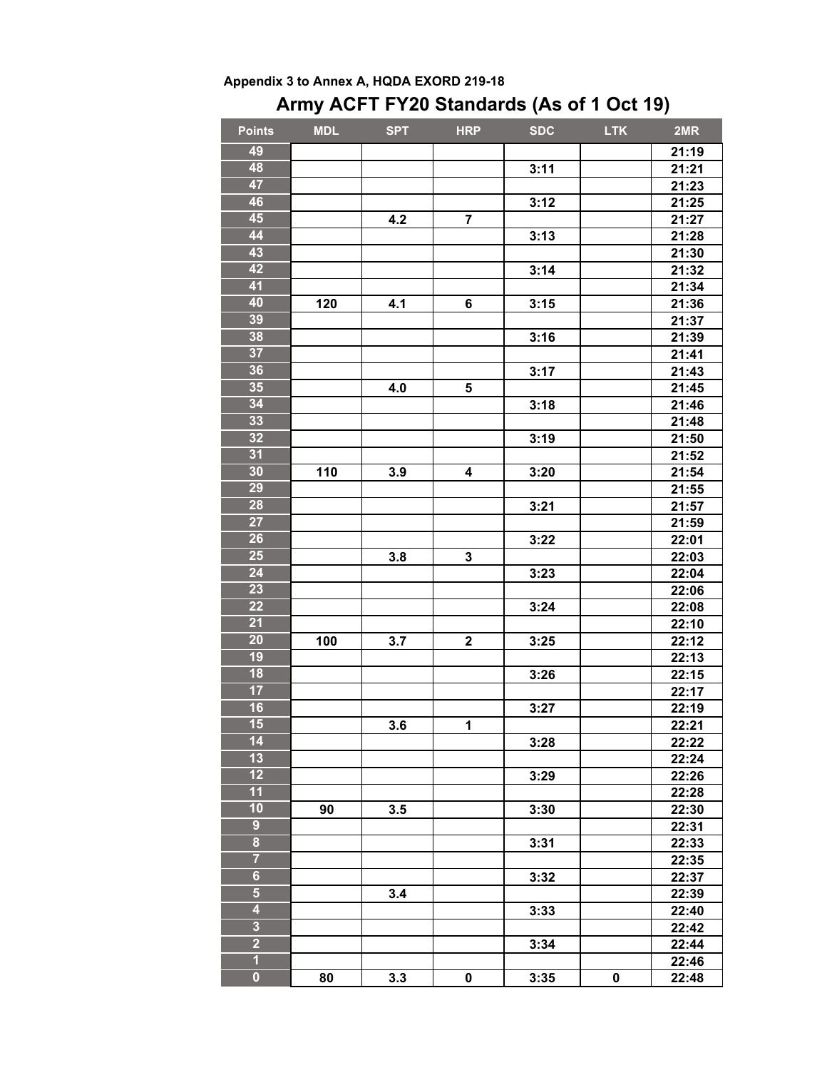Appendix 3 to Annex A, HQDA EXORD 219-18

# Army ACFT FY20 Standards (As of 1 Oct 19)

| Points | MDL | SPT | HRP | SDC | LTK | 2MR |
|---|---|---|---|---|---|---|
| 49 | | | | | | 21:19 |
| 48 | | | | 3:11 | | 21:21 |
| 47 | | | | | | 21:23 |
| 46 | | | | 3:12 | | 21:25 |
| 45 | | 4.2 | 7 | | | 21:27 |
| 44 | | | | 3:13 | | 21:28 |
| 43 | | | | | | 21:30 |
| 42 | | | | 3:14 | | 21:32 |
| 41 | | | | | | 21:34 |
| 40 | 120 | 4.1 | 6 | 3:15 | | 21:36 |
| 39 | | | | | | 21:37 |
| 38 | | | | 3:16 | | 21:39 |
| 37 | | | | | | 21:41 |
| 36 | | | | 3:17 | | 21:43 |
| 35 | | 4.0 | 5 | | | 21:45 |
| 34 | | | | 3:18 | | 21:46 |
| 33 | | | | | | 21:48 |
| 32 | | | | 3:19 | | 21:50 |
| 31 | | | | | | 21:52 |
| 30 | 110 | 3.9 | 4 | 3:20 | | 21:54 |
| 29 | | | | | | 21:55 |
| 28 | | | | 3:21 | | 21:57 |
| 27 | | | | | | 21:59 |
| 26 | | | | 3:22 | | 22:01 |
| 25 | | 3.8 | 3 | | | 22:03 |
| 24 | | | | 3:23 | | 22:04 |
| 23 | | | | | | 22:06 |
| 22 | | | | 3:24 | | 22:08 |
| 21 | | | | | | 22:10 |
| 20 | 100 | 3.7 | 2 | 3:25 | | 22:12 |
| 19 | | | | | | 22:13 |
| 18 | | | | 3:26 | | 22:15 |
| 17 | | | | | | 22:17 |
| 16 | | | | 3:27 | | 22:19 |
| 15 | | 3.6 | 1 | | | 22:21 |
| 14 | | | | 3:28 | | 22:22 |
| 13 | | | | | | 22:24 |
| 12 | | | | 3:29 | | 22:26 |
| 11 | | | | | | 22:28 |
| 10 | 90 | 3.5 | | 3:30 | | 22:30 |
| 9 | | | | | | 22:31 |
| 8 | | | | 3:31 | | 22:33 |
| 7 | | | | | | 22:35 |
| 6 | | | | 3:32 | | 22:37 |
| 5 | | 3.4 | | | | 22:39 |
| 4 | | | | 3:33 | | 22:40 |
| 3 | | | | | | 22:42 |
| 2 | | | | 3:34 | | 22:44 |
| 1 | | | | | | 22:46 |
| 0 | 80 | 3.3 | 0 | 3:35 | 0 | 22:48 |